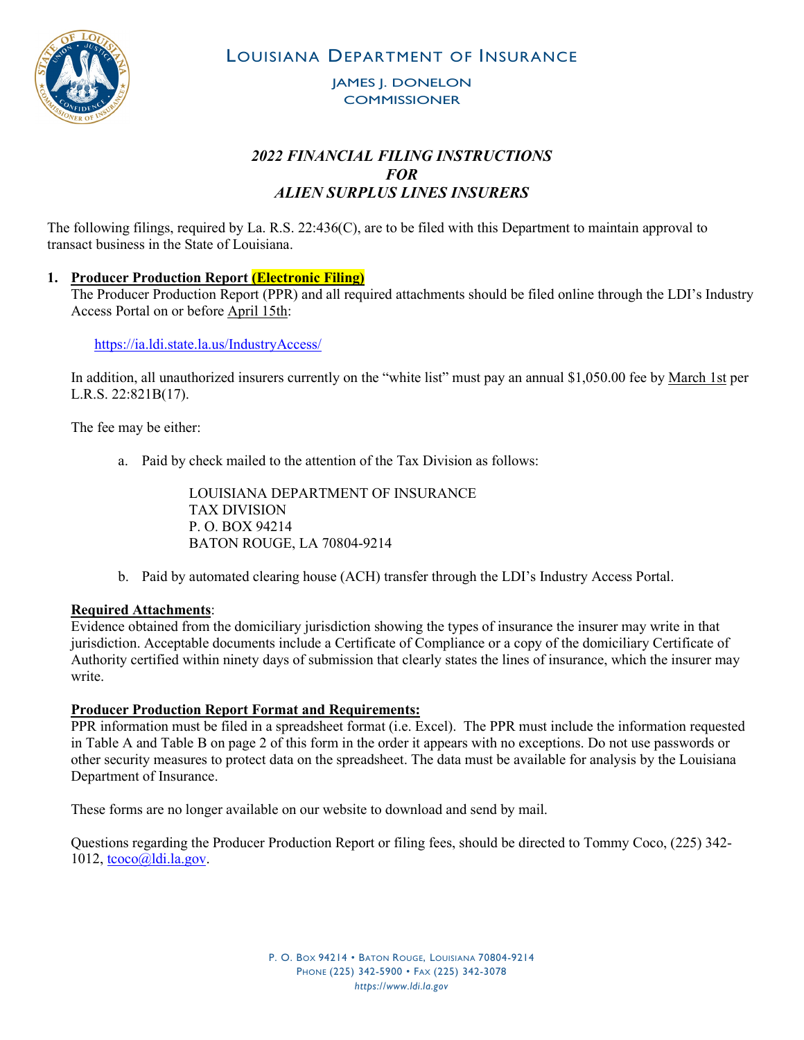# LOUISIANA DEPARTMENT OF INSURANCE

JAMES J. DONELON
COMMISSIONER

## *2022 FINANCIAL FILING INSTRUCTIONS FOR ALIEN SURPLUS LINES INSURERS*

The following filings, required by La. R.S. 22:436(C), are to be filed with this Department to maintain approval to transact business in the State of Louisiana.

**1. Producer Production Report (Electronic Filing)**

The Producer Production Report (PPR) and all required attachments should be filed online through the LDI's Industry Access Portal on or before April 15th:

https://ia.ldi.state.la.us/IndustryAccess/

In addition, all unauthorized insurers currently on the "white list" must pay an annual $1,050.00 fee by March 1st per L.R.S. 22:821B(17).

The fee may be either:

a. Paid by check mailed to the attention of the Tax Division as follows:

LOUISIANA DEPARTMENT OF INSURANCE
TAX DIVISION
P. O. BOX 94214
BATON ROUGE, LA 70804-9214

b. Paid by automated clearing house (ACH) transfer through the LDI's Industry Access Portal.

**Required Attachments**:
Evidence obtained from the domiciliary jurisdiction showing the types of insurance the insurer may write in that jurisdiction. Acceptable documents include a Certificate of Compliance or a copy of the domiciliary Certificate of Authority certified within ninety days of submission that clearly states the lines of insurance, which the insurer may write.

**Producer Production Report Format and Requirements:**
PPR information must be filed in a spreadsheet format (i.e. Excel). The PPR must include the information requested in Table A and Table B on page 2 of this form in the order it appears with no exceptions. Do not use passwords or other security measures to protect data on the spreadsheet. The data must be available for analysis by the Louisiana Department of Insurance.

These forms are no longer available on our website to download and send by mail.

Questions regarding the Producer Production Report or filing fees, should be directed to Tommy Coco, (225) 342-1012, tcoco@ldi.la.gov.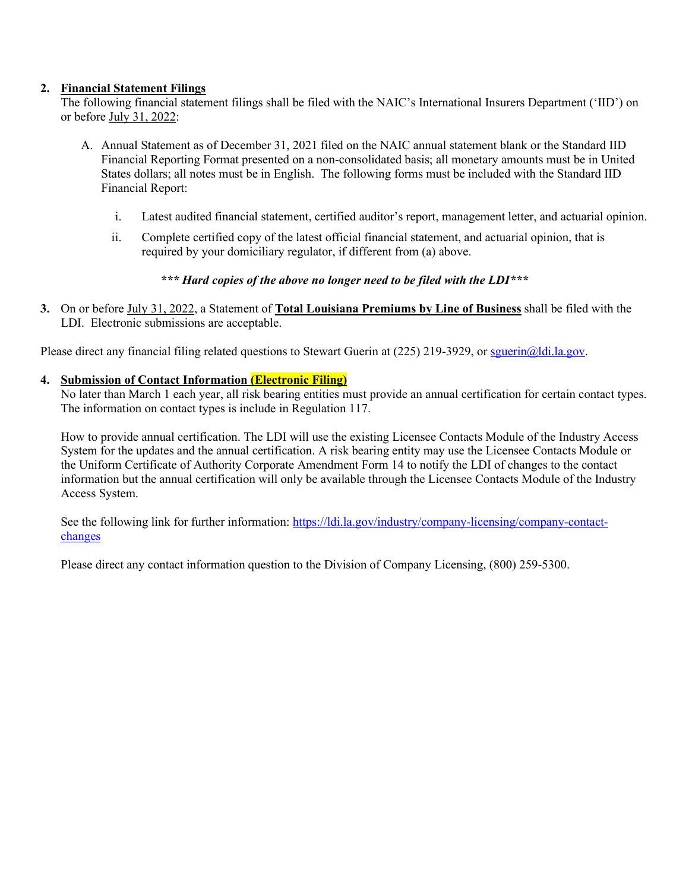2. **<u>Financial Statement Filings</u>**
   The following financial statement filings shall be filed with the NAIC's International Insurers Department ('IID') on or before <u>July 31, 2022</u>:

   A. Annual Statement as of December 31, 2021 filed on the NAIC annual statement blank or the Standard IID Financial Reporting Format presented on a non-consolidated basis; all monetary amounts must be in United States dollars; all notes must be in English. The following forms must be included with the Standard IID Financial Report:

      i. Latest audited financial statement, certified auditor's report, management letter, and actuarial opinion.

      ii. Complete certified copy of the latest official financial statement, and actuarial opinion, that is required by your domiciliary regulator, if different from (a) above.

***\*\*\* Hard copies of the above no longer need to be filed with the LDI\*\*\****

3. On or before <u>July 31, 2022</u>, a Statement of **<u>Total Louisiana Premiums by Line of Business</u>** shall be filed with the LDI. Electronic submissions are acceptable.

Please direct any financial filing related questions to Stewart Guerin at (225) 219-3929, or sguerin@ldi.la.gov.

4. **<u>Submission of Contact Information (Electronic Filing)</u>**
   No later than March 1 each year, all risk bearing entities must provide an annual certification for certain contact types. The information on contact types is include in Regulation 117.

   How to provide annual certification. The LDI will use the existing Licensee Contacts Module of the Industry Access System for the updates and the annual certification. A risk bearing entity may use the Licensee Contacts Module or the Uniform Certificate of Authority Corporate Amendment Form 14 to notify the LDI of changes to the contact information but the annual certification will only be available through the Licensee Contacts Module of the Industry Access System.

   See the following link for further information: https://ldi.la.gov/industry/company-licensing/company-contact-changes

   Please direct any contact information question to the Division of Company Licensing, (800) 259-5300.